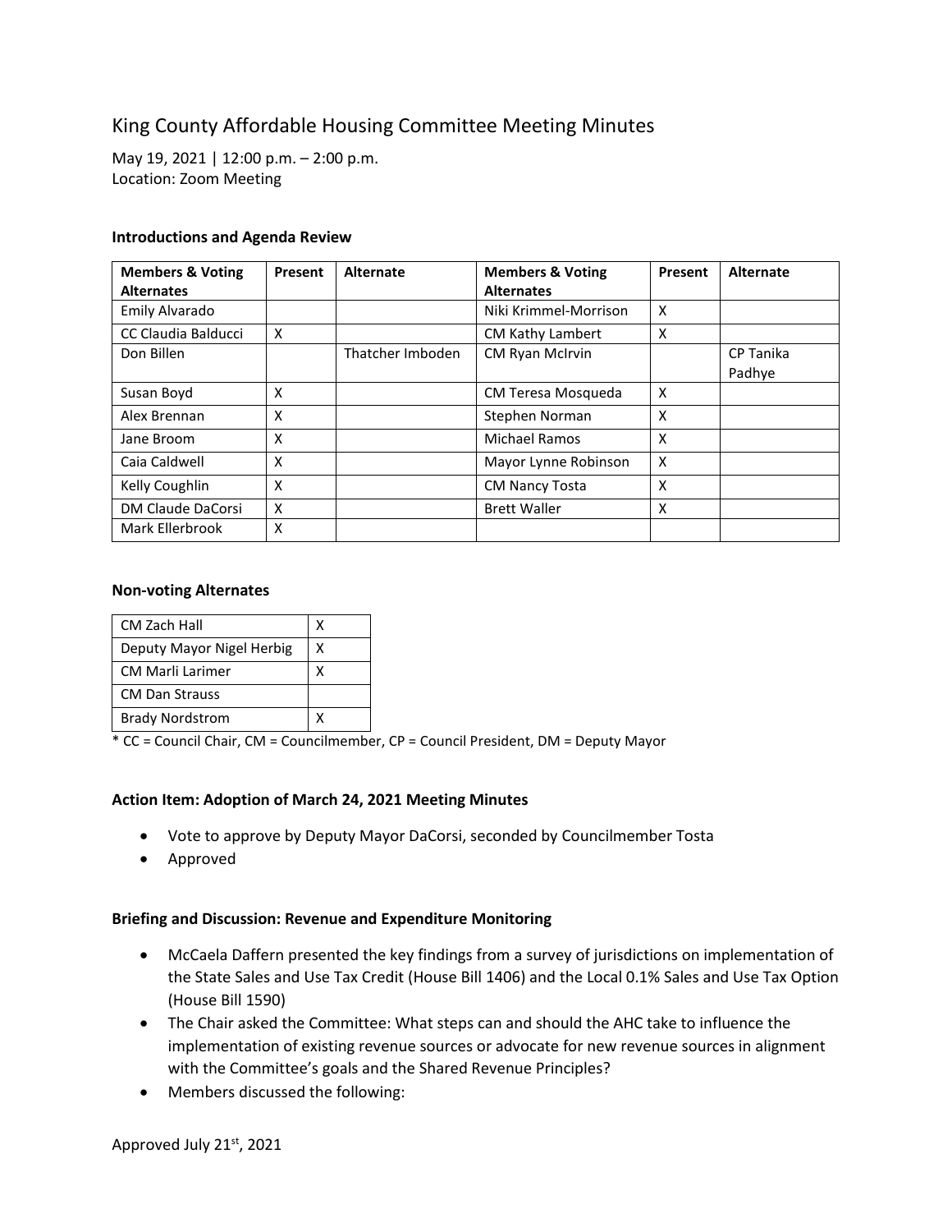# King County Affordable Housing Committee Meeting Minutes

May 19, 2021 | 12:00 p.m. – 2:00 p.m.
Location: Zoom Meeting

### Introductions and Agenda Review

| Members & Voting Alternates | Present | Alternate | Members & Voting Alternates | Present | Alternate |
|---|---|---|---|---|---|
| Emily Alvarado | | | Niki Krimmel-Morrison | X | |
| CC Claudia Balducci | X | | CM Kathy Lambert | X | |
| Don Billen | | Thatcher Imboden | CM Ryan McIrvin | | CP Tanika Padhye |
| Susan Boyd | X | | CM Teresa Mosqueda | X | |
| Alex Brennan | X | | Stephen Norman | X | |
| Jane Broom | X | | Michael Ramos | X | |
| Caia Caldwell | X | | Mayor Lynne Robinson | X | |
| Kelly Coughlin | X | | CM Nancy Tosta | X | |
| DM Claude DaCorsi | X | | Brett Waller | X | |
| Mark Ellerbrook | X | | | | |

### Non-voting Alternates

| | |
|---|---|
| CM Zach Hall | X |
| Deputy Mayor Nigel Herbig | X |
| CM Marli Larimer | X |
| CM Dan Strauss | |
| Brady Nordstrom | X |

* CC = Council Chair, CM = Councilmember, CP = Council President, DM = Deputy Mayor

### Action Item: Adoption of March 24, 2021 Meeting Minutes

- Vote to approve by Deputy Mayor DaCorsi, seconded by Councilmember Tosta
- Approved

### Briefing and Discussion: Revenue and Expenditure Monitoring

- McCaela Daffern presented the key findings from a survey of jurisdictions on implementation of the State Sales and Use Tax Credit (House Bill 1406) and the Local 0.1% Sales and Use Tax Option (House Bill 1590)
- The Chair asked the Committee: What steps can and should the AHC take to influence the implementation of existing revenue sources or advocate for new revenue sources in alignment with the Committee's goals and the Shared Revenue Principles?
- Members discussed the following:

Approved July 21st, 2021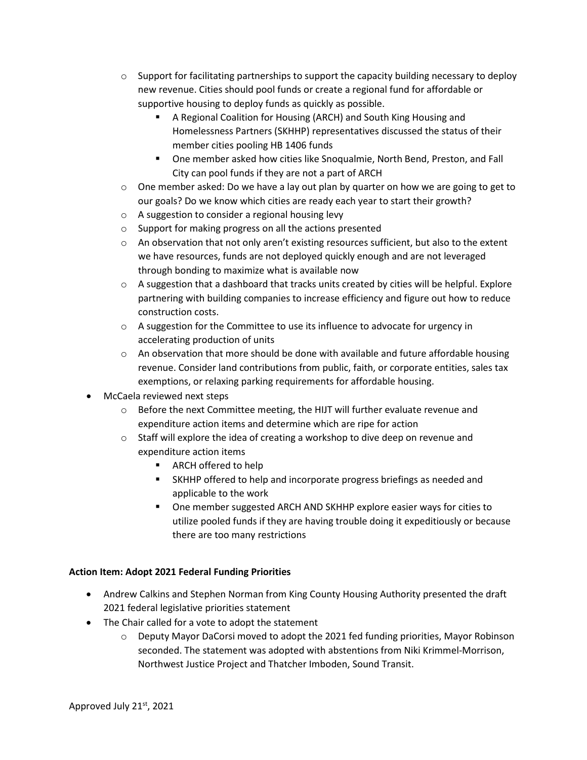- Support for facilitating partnerships to support the capacity building necessary to deploy new revenue. Cities should pool funds or create a regional fund for affordable or supportive housing to deploy funds as quickly as possible.
     - A Regional Coalition for Housing (ARCH) and South King Housing and Homelessness Partners (SKHHP) representatives discussed the status of their member cities pooling HB 1406 funds
     - One member asked how cities like Snoqualmie, North Bend, Preston, and Fall City can pool funds if they are not a part of ARCH
   - One member asked: Do we have a lay out plan by quarter on how we are going to get to our goals? Do we know which cities are ready each year to start their growth?
   - A suggestion to consider a regional housing levy
   - Support for making progress on all the actions presented
   - An observation that not only aren't existing resources sufficient, but also to the extent we have resources, funds are not deployed quickly enough and are not leveraged through bonding to maximize what is available now
   - A suggestion that a dashboard that tracks units created by cities will be helpful. Explore partnering with building companies to increase efficiency and figure out how to reduce construction costs.
   - A suggestion for the Committee to use its influence to advocate for urgency in accelerating production of units
   - An observation that more should be done with available and future affordable housing revenue. Consider land contributions from public, faith, or corporate entities, sales tax exemptions, or relaxing parking requirements for affordable housing.
- McCaela reviewed next steps
   - Before the next Committee meeting, the HIJT will further evaluate revenue and expenditure action items and determine which are ripe for action
   - Staff will explore the idea of creating a workshop to dive deep on revenue and expenditure action items
     - ARCH offered to help
     - SKHHP offered to help and incorporate progress briefings as needed and applicable to the work
     - One member suggested ARCH AND SKHHP explore easier ways for cities to utilize pooled funds if they are having trouble doing it expeditiously or because there are too many restrictions

**Action Item: Adopt 2021 Federal Funding Priorities**

- Andrew Calkins and Stephen Norman from King County Housing Authority presented the draft 2021 federal legislative priorities statement
- The Chair called for a vote to adopt the statement
   - Deputy Mayor DaCorsi moved to adopt the 2021 fed funding priorities, Mayor Robinson seconded. The statement was adopted with abstentions from Niki Krimmel-Morrison, Northwest Justice Project and Thatcher Imboden, Sound Transit.

Approved July 21st, 2021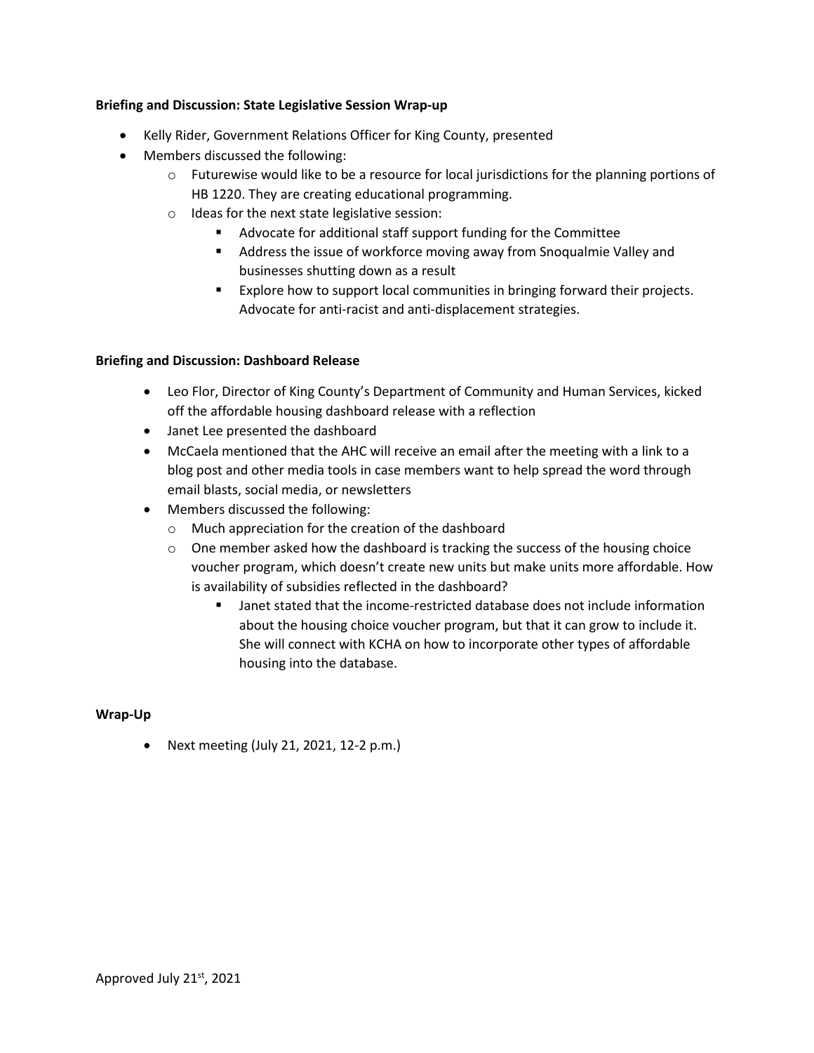**Briefing and Discussion: State Legislative Session Wrap-up**

- Kelly Rider, Government Relations Officer for King County, presented
- Members discussed the following:
  - Futurewise would like to be a resource for local jurisdictions for the planning portions of HB 1220. They are creating educational programming.
  - Ideas for the next state legislative session:
    - Advocate for additional staff support funding for the Committee
    - Address the issue of workforce moving away from Snoqualmie Valley and businesses shutting down as a result
    - Explore how to support local communities in bringing forward their projects. Advocate for anti-racist and anti-displacement strategies.

**Briefing and Discussion: Dashboard Release**

- Leo Flor, Director of King County's Department of Community and Human Services, kicked off the affordable housing dashboard release with a reflection
- Janet Lee presented the dashboard
- McCaela mentioned that the AHC will receive an email after the meeting with a link to a blog post and other media tools in case members want to help spread the word through email blasts, social media, or newsletters
- Members discussed the following:
  - Much appreciation for the creation of the dashboard
  - One member asked how the dashboard is tracking the success of the housing choice voucher program, which doesn't create new units but make units more affordable. How is availability of subsidies reflected in the dashboard?
    - Janet stated that the income-restricted database does not include information about the housing choice voucher program, but that it can grow to include it. She will connect with KCHA on how to incorporate other types of affordable housing into the database.

**Wrap-Up**

- Next meeting (July 21, 2021, 12-2 p.m.)

Approved July 21st, 2021